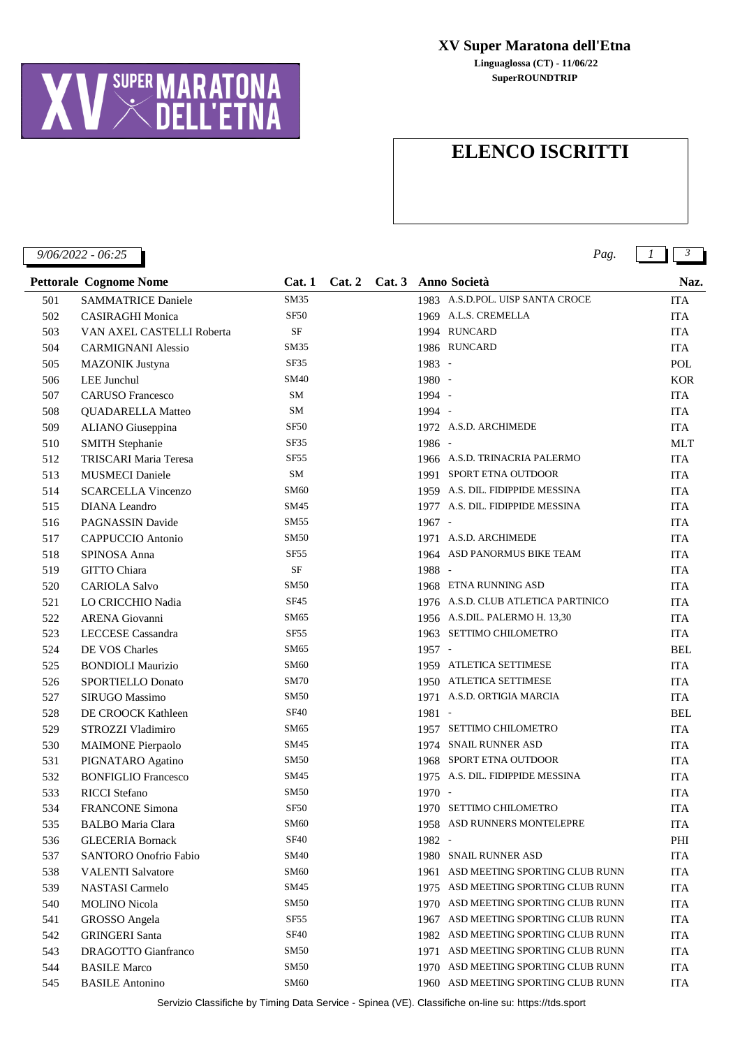# XV Super Maratona dell'Etna

**Linguaglossa (CT) - 11/06/22**
**SuperROUNDTRIP**

## ELENCO ISCRITTI

*9/06/2022 - 06:25*

| Pettorale | Cognome Nome | Cat. 1 | Cat. 2 | Cat. 3 | Anno | Società | Naz. |
|---|---|---|---|---|---|---|---|
| 501 | SAMMATRICE Daniele | SM35 | | | 1983 | A.S.D.POL. UISP SANTA CROCE | ITA |
| 502 | CASIRAGHI Monica | SF50 | | | 1969 | A.L.S. CREMELLA | ITA |
| 503 | VAN AXEL CASTELLI Roberta | SF | | | 1994 | RUNCARD | ITA |
| 504 | CARMIGNANI Alessio | SM35 | | | 1986 | RUNCARD | ITA |
| 505 | MAZONIK Justyna | SF35 | | | 1983 | - | POL |
| 506 | LEE Junchul | SM40 | | | 1980 | - | KOR |
| 507 | CARUSO Francesco | SM | | | 1994 | - | ITA |
| 508 | QUADARELLA Matteo | SM | | | 1994 | - | ITA |
| 509 | ALIANO Giuseppina | SF50 | | | 1972 | A.S.D. ARCHIMEDE | ITA |
| 510 | SMITH Stephanie | SF35 | | | 1986 | - | MLT |
| 512 | TRISCARI Maria Teresa | SF55 | | | 1966 | A.S.D. TRINACRIA PALERMO | ITA |
| 513 | MUSMECI Daniele | SM | | | 1991 | SPORT ETNA OUTDOOR | ITA |
| 514 | SCARCELLA Vincenzo | SM60 | | | 1959 | A.S. DIL. FIDIPPIDE MESSINA | ITA |
| 515 | DIANA Leandro | SM45 | | | 1977 | A.S. DIL. FIDIPPIDE MESSINA | ITA |
| 516 | PAGNASSIN Davide | SM55 | | | 1967 | - | ITA |
| 517 | CAPPUCCIO Antonio | SM50 | | | 1971 | A.S.D. ARCHIMEDE | ITA |
| 518 | SPINOSA Anna | SF55 | | | 1964 | ASD PANORMUS BIKE TEAM | ITA |
| 519 | GITTO Chiara | SF | | | 1988 | - | ITA |
| 520 | CARIOLA Salvo | SM50 | | | 1968 | ETNA RUNNING ASD | ITA |
| 521 | LO CRICCHIO Nadia | SF45 | | | 1976 | A.S.D. CLUB ATLETICA PARTINICO | ITA |
| 522 | ARENA Giovanni | SM65 | | | 1956 | A.S.DIL. PALERMO H. 13,30 | ITA |
| 523 | LECCESE Cassandra | SF55 | | | 1963 | SETTIMO CHILOMETRO | ITA |
| 524 | DE VOS Charles | SM65 | | | 1957 | - | BEL |
| 525 | BONDIOLI Maurizio | SM60 | | | 1959 | ATLETICA SETTIMESE | ITA |
| 526 | SPORTIELLO Donato | SM70 | | | 1950 | ATLETICA SETTIMESE | ITA |
| 527 | SIRUGO Massimo | SM50 | | | 1971 | A.S.D. ORTIGIA MARCIA | ITA |
| 528 | DE CROOCK Kathleen | SF40 | | | 1981 | - | BEL |
| 529 | STROZZI Vladimiro | SM65 | | | 1957 | SETTIMO CHILOMETRO | ITA |
| 530 | MAIMONE Pierpaolo | SM45 | | | 1974 | SNAIL RUNNER ASD | ITA |
| 531 | PIGNATARO Agatino | SM50 | | | 1968 | SPORT ETNA OUTDOOR | ITA |
| 532 | BONFIGLIO Francesco | SM45 | | | 1975 | A.S. DIL. FIDIPPIDE MESSINA | ITA |
| 533 | RICCI Stefano | SM50 | | | 1970 | - | ITA |
| 534 | FRANCONE Simona | SF50 | | | 1970 | SETTIMO CHILOMETRO | ITA |
| 535 | BALBO Maria Clara | SM60 | | | 1958 | ASD RUNNERS MONTELEPRE | ITA |
| 536 | GLECERIA Bornack | SF40 | | | 1982 | - | PHI |
| 537 | SANTORO Onofrio Fabio | SM40 | | | 1980 | SNAIL RUNNER ASD | ITA |
| 538 | VALENTI Salvatore | SM60 | | | 1961 | ASD MEETING SPORTING CLUB RUNN | ITA |
| 539 | NASTASI Carmelo | SM45 | | | 1975 | ASD MEETING SPORTING CLUB RUNN | ITA |
| 540 | MOLINO Nicola | SM50 | | | 1970 | ASD MEETING SPORTING CLUB RUNN | ITA |
| 541 | GROSSO Angela | SF55 | | | 1967 | ASD MEETING SPORTING CLUB RUNN | ITA |
| 542 | GRINGERI Santa | SF40 | | | 1982 | ASD MEETING SPORTING CLUB RUNN | ITA |
| 543 | DRAGOTTO Gianfranco | SM50 | | | 1971 | ASD MEETING SPORTING CLUB RUNN | ITA |
| 544 | BASILE Marco | SM50 | | | 1970 | ASD MEETING SPORTING CLUB RUNN | ITA |
| 545 | BASILE Antonino | SM60 | | | 1960 | ASD MEETING SPORTING CLUB RUNN | ITA |

Servizio Classifiche by Timing Data Service - Spinea (VE). Classifiche on-line su: https://tds.sport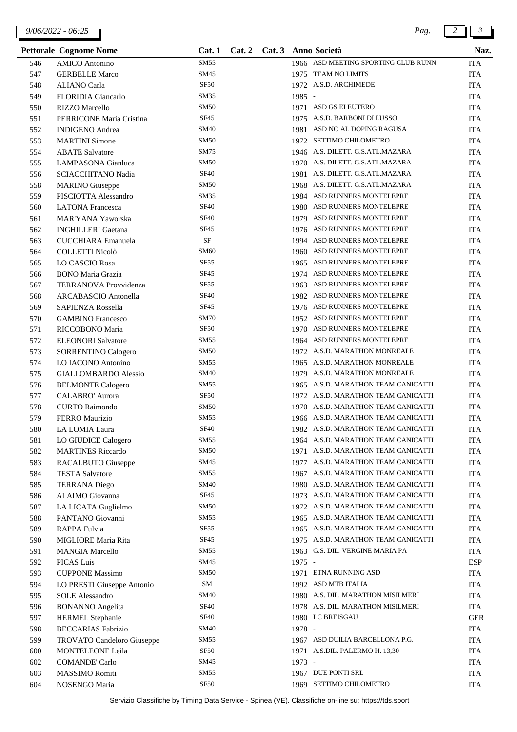| Pettorale | Cognome Nome | Cat. 1 | Cat. 2 | Cat. 3 | Anno | Società | Naz. |
|---|---|---|---|---|---|---|---|
| 546 | AMICO Antonino | SM55 | | | 1966 | ASD MEETING SPORTING CLUB RUNN | ITA |
| 547 | GERBELLE Marco | SM45 | | | 1975 | TEAM NO LIMITS | ITA |
| 548 | ALIANO Carla | SF50 | | | 1972 | A.S.D. ARCHIMEDE | ITA |
| 549 | FLORIDIA Giancarlo | SM35 | | | 1985 | - | ITA |
| 550 | RIZZO Marcello | SM50 | | | 1971 | ASD GS ELEUTERO | ITA |
| 551 | PERRICONE Maria Cristina | SF45 | | | 1975 | A.S.D. BARBONI DI LUSSO | ITA |
| 552 | INDIGENO Andrea | SM40 | | | 1981 | ASD NO AL DOPING RAGUSA | ITA |
| 553 | MARTINI Simone | SM50 | | | 1972 | SETTIMO CHILOMETRO | ITA |
| 554 | ABATE Salvatore | SM75 | | | 1946 | A.S. DILETT. G.S.ATL.MAZARA | ITA |
| 555 | LAMPASONA Gianluca | SM50 | | | 1970 | A.S. DILETT. G.S.ATL.MAZARA | ITA |
| 556 | SCIACCHITANO Nadia | SF40 | | | 1981 | A.S. DILETT. G.S.ATL.MAZARA | ITA |
| 558 | MARINO Giuseppe | SM50 | | | 1968 | A.S. DILETT. G.S.ATL.MAZARA | ITA |
| 559 | PISCIOTTA Alessandro | SM35 | | | 1984 | ASD RUNNERS MONTELEPRE | ITA |
| 560 | LATONA Francesca | SF40 | | | 1980 | ASD RUNNERS MONTELEPRE | ITA |
| 561 | MAR'YANA Yaworska | SF40 | | | 1979 | ASD RUNNERS MONTELEPRE | ITA |
| 562 | INGHILLERI Gaetana | SF45 | | | 1976 | ASD RUNNERS MONTELEPRE | ITA |
| 563 | CUCCHIARA Emanuela | SF | | | 1994 | ASD RUNNERS MONTELEPRE | ITA |
| 564 | COLLETTI Nicolò | SM60 | | | 1960 | ASD RUNNERS MONTELEPRE | ITA |
| 565 | LO CASCIO Rosa | SF55 | | | 1965 | ASD RUNNERS MONTELEPRE | ITA |
| 566 | BONO Maria Grazia | SF45 | | | 1974 | ASD RUNNERS MONTELEPRE | ITA |
| 567 | TERRANOVA Provvidenza | SF55 | | | 1963 | ASD RUNNERS MONTELEPRE | ITA |
| 568 | ARCABASCIO Antonella | SF40 | | | 1982 | ASD RUNNERS MONTELEPRE | ITA |
| 569 | SAPIENZA Rossella | SF45 | | | 1976 | ASD RUNNERS MONTELEPRE | ITA |
| 570 | GAMBINO Francesco | SM70 | | | 1952 | ASD RUNNERS MONTELEPRE | ITA |
| 571 | RICCOBONO Maria | SF50 | | | 1970 | ASD RUNNERS MONTELEPRE | ITA |
| 572 | ELEONORI Salvatore | SM55 | | | 1964 | ASD RUNNERS MONTELEPRE | ITA |
| 573 | SORRENTINO Calogero | SM50 | | | 1972 | A.S.D. MARATHON MONREALE | ITA |
| 574 | LO IACONO Antonino | SM55 | | | 1965 | A.S.D. MARATHON MONREALE | ITA |
| 575 | GIALLOMBARDO Alessio | SM40 | | | 1979 | A.S.D. MARATHON MONREALE | ITA |
| 576 | BELMONTE Calogero | SM55 | | | 1965 | A.S.D. MARATHON TEAM CANICATTI | ITA |
| 577 | CALABRO' Aurora | SF50 | | | 1972 | A.S.D. MARATHON TEAM CANICATTI | ITA |
| 578 | CURTO Raimondo | SM50 | | | 1970 | A.S.D. MARATHON TEAM CANICATTI | ITA |
| 579 | FERRO Maurizio | SM55 | | | 1966 | A.S.D. MARATHON TEAM CANICATTI | ITA |
| 580 | LA LOMIA Laura | SF40 | | | 1982 | A.S.D. MARATHON TEAM CANICATTI | ITA |
| 581 | LO GIUDICE Calogero | SM55 | | | 1964 | A.S.D. MARATHON TEAM CANICATTI | ITA |
| 582 | MARTINES Riccardo | SM50 | | | 1971 | A.S.D. MARATHON TEAM CANICATTI | ITA |
| 583 | RACALBUTO Giuseppe | SM45 | | | 1977 | A.S.D. MARATHON TEAM CANICATTI | ITA |
| 584 | TESTA Salvatore | SM55 | | | 1967 | A.S.D. MARATHON TEAM CANICATTI | ITA |
| 585 | TERRANA Diego | SM40 | | | 1980 | A.S.D. MARATHON TEAM CANICATTI | ITA |
| 586 | ALAIMO Giovanna | SF45 | | | 1973 | A.S.D. MARATHON TEAM CANICATTI | ITA |
| 587 | LA LICATA Guglielmo | SM50 | | | 1972 | A.S.D. MARATHON TEAM CANICATTI | ITA |
| 588 | PANTANO Giovanni | SM55 | | | 1965 | A.S.D. MARATHON TEAM CANICATTI | ITA |
| 589 | RAPPA Fulvia | SF55 | | | 1965 | A.S.D. MARATHON TEAM CANICATTI | ITA |
| 590 | MIGLIORE Maria Rita | SF45 | | | 1975 | A.S.D. MARATHON TEAM CANICATTI | ITA |
| 591 | MANGIA Marcello | SM55 | | | 1963 | G.S. DIL. VERGINE MARIA PA | ITA |
| 592 | PICAS Luis | SM45 | | | 1975 | - | ESP |
| 593 | CUPPONE Massimo | SM50 | | | 1971 | ETNA RUNNING ASD | ITA |
| 594 | LO PRESTI Giuseppe Antonio | SM | | | 1992 | ASD MTB ITALIA | ITA |
| 595 | SOLE Alessandro | SM40 | | | 1980 | A.S. DIL. MARATHON MISILMERI | ITA |
| 596 | BONANNO Angelita | SF40 | | | 1978 | A.S. DIL. MARATHON MISILMERI | ITA |
| 597 | HERMEL Stephanie | SF40 | | | 1980 | LC BREISGAU | GER |
| 598 | BECCARIAS Fabrizio | SM40 | | | 1978 | - | ITA |
| 599 | TROVATO Candeloro Giuseppe | SM55 | | | 1967 | ASD DUILIA BARCELLONA P.G. | ITA |
| 600 | MONTELEONE Leila | SF50 | | | 1971 | A.S.DIL. PALERMO H. 13,30 | ITA |
| 602 | COMANDE' Carlo | SM45 | | | 1973 | - | ITA |
| 603 | MASSIMO Romiti | SM55 | | | 1967 | DUE PONTI SRL | ITA |
| 604 | NOSENGO Maria | SF50 | | | 1969 | SETTIMO CHILOMETRO | ITA |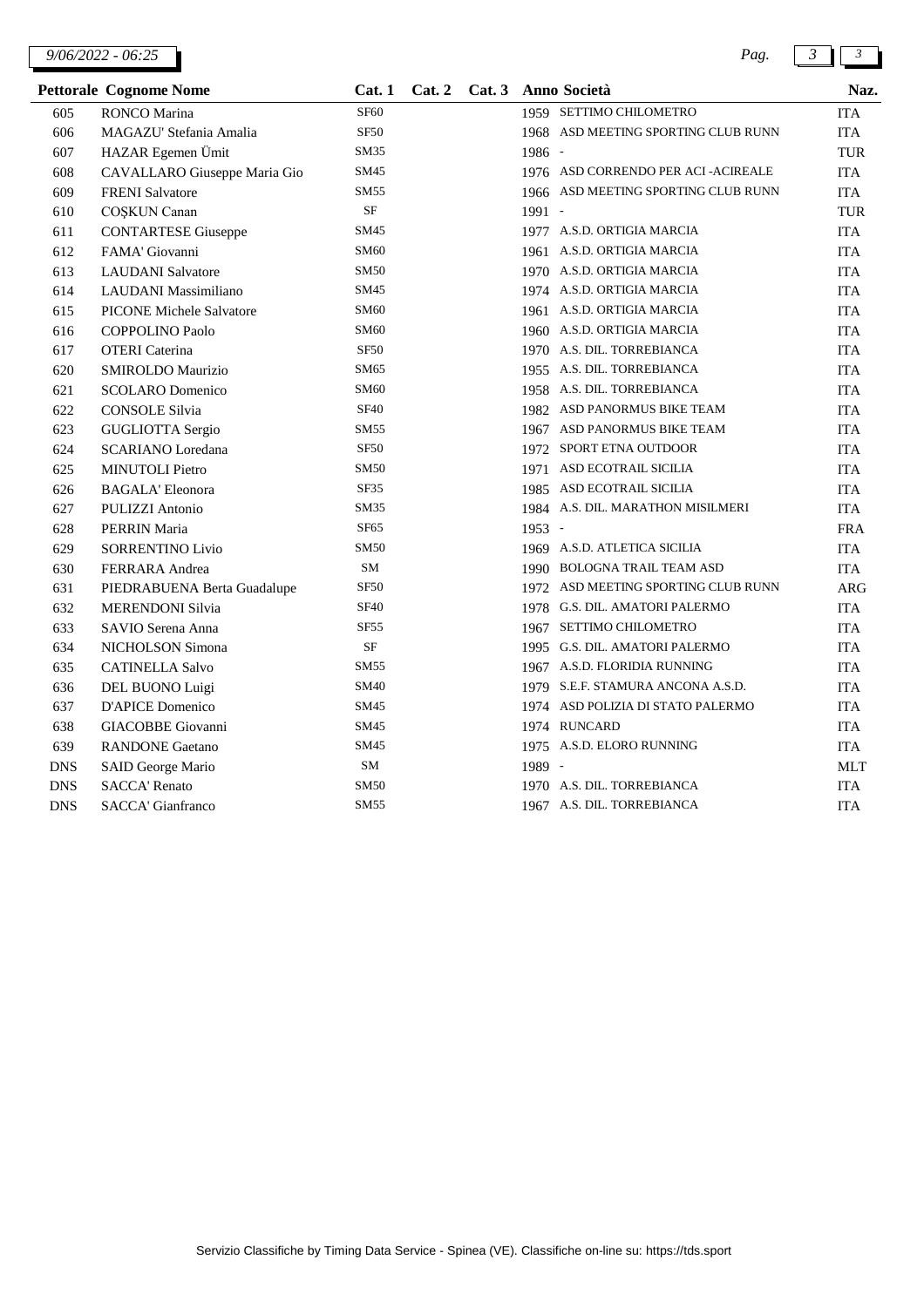| Pettorale | Cognome Nome | Cat. 1 | Cat. 2 | Cat. 3 | Anno | Società | Naz. |
|---|---|---|---|---|---|---|---|
| 605 | RONCO Marina | SF60 | | | 1959 | SETTIMO CHILOMETRO | ITA |
| 606 | MAGAZU' Stefania Amalia | SF50 | | | 1968 | ASD MEETING SPORTING CLUB RUNN | ITA |
| 607 | HAZAR Egemen Ümit | SM35 | | | 1986 | - | TUR |
| 608 | CAVALLARO Giuseppe Maria Gio | SM45 | | | 1976 | ASD CORRENDO PER ACI -ACIREALE | ITA |
| 609 | FRENI Salvatore | SM55 | | | 1966 | ASD MEETING SPORTING CLUB RUNN | ITA |
| 610 | COŞKUN Canan | SF | | | 1991 | - | TUR |
| 611 | CONTARTESE Giuseppe | SM45 | | | 1977 | A.S.D. ORTIGIA MARCIA | ITA |
| 612 | FAMA' Giovanni | SM60 | | | 1961 | A.S.D. ORTIGIA MARCIA | ITA |
| 613 | LAUDANI Salvatore | SM50 | | | 1970 | A.S.D. ORTIGIA MARCIA | ITA |
| 614 | LAUDANI Massimiliano | SM45 | | | 1974 | A.S.D. ORTIGIA MARCIA | ITA |
| 615 | PICONE Michele Salvatore | SM60 | | | 1961 | A.S.D. ORTIGIA MARCIA | ITA |
| 616 | COPPOLINO Paolo | SM60 | | | 1960 | A.S.D. ORTIGIA MARCIA | ITA |
| 617 | OTERI Caterina | SF50 | | | 1970 | A.S. DIL. TORREBIANCA | ITA |
| 620 | SMIROLDO Maurizio | SM65 | | | 1955 | A.S. DIL. TORREBIANCA | ITA |
| 621 | SCOLARO Domenico | SM60 | | | 1958 | A.S. DIL. TORREBIANCA | ITA |
| 622 | CONSOLE Silvia | SF40 | | | 1982 | ASD PANORMUS BIKE TEAM | ITA |
| 623 | GUGLIOTTA Sergio | SM55 | | | 1967 | ASD PANORMUS BIKE TEAM | ITA |
| 624 | SCARIANO Loredana | SF50 | | | 1972 | SPORT ETNA OUTDOOR | ITA |
| 625 | MINUTOLI Pietro | SM50 | | | 1971 | ASD ECOTRAIL SICILIA | ITA |
| 626 | BAGALA' Eleonora | SF35 | | | 1985 | ASD ECOTRAIL SICILIA | ITA |
| 627 | PULIZZI Antonio | SM35 | | | 1984 | A.S. DIL. MARATHON MISILMERI | ITA |
| 628 | PERRIN Maria | SF65 | | | 1953 | - | FRA |
| 629 | SORRENTINO Livio | SM50 | | | 1969 | A.S.D. ATLETICA SICILIA | ITA |
| 630 | FERRARA Andrea | SM | | | 1990 | BOLOGNA TRAIL TEAM ASD | ITA |
| 631 | PIEDRABUENA Berta Guadalupe | SF50 | | | 1972 | ASD MEETING SPORTING CLUB RUNN | ARG |
| 632 | MERENDONI Silvia | SF40 | | | 1978 | G.S. DIL. AMATORI PALERMO | ITA |
| 633 | SAVIO Serena Anna | SF55 | | | 1967 | SETTIMO CHILOMETRO | ITA |
| 634 | NICHOLSON Simona | SF | | | 1995 | G.S. DIL. AMATORI PALERMO | ITA |
| 635 | CATINELLA Salvo | SM55 | | | 1967 | A.S.D. FLORIDIA RUNNING | ITA |
| 636 | DEL BUONO Luigi | SM40 | | | 1979 | S.E.F. STAMURA ANCONA A.S.D. | ITA |
| 637 | D'APICE Domenico | SM45 | | | 1974 | ASD POLIZIA DI STATO PALERMO | ITA |
| 638 | GIACOBBE Giovanni | SM45 | | | 1974 | RUNCARD | ITA |
| 639 | RANDONE Gaetano | SM45 | | | 1975 | A.S.D. ELORO RUNNING | ITA |
| DNS | SAID George Mario | SM | | | 1989 | - | MLT |
| DNS | SACCA' Renato | SM50 | | | 1970 | A.S. DIL. TORREBIANCA | ITA |
| DNS | SACCA' Gianfranco | SM55 | | | 1967 | A.S. DIL. TORREBIANCA | ITA |

Servizio Classifiche by Timing Data Service - Spinea (VE). Classifiche on-line su: https://tds.sport